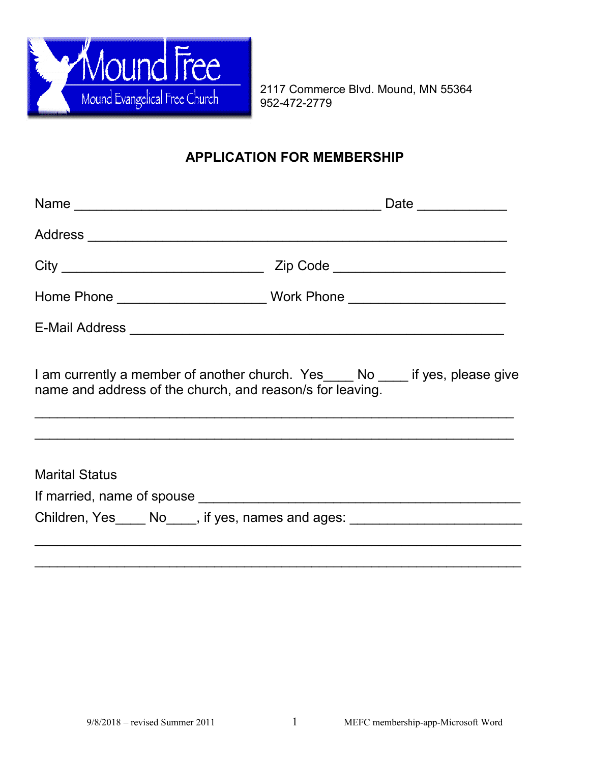Mound Free

Mound Evangelical Free Church

2117 Commerce Blvd. Mound, MN 55364
952-472-2779

## APPLICATION FOR MEMBERSHIP

Name ________________________________________ Date ____________

Address _______________________________________________________

City ___________________________ Zip Code _______________________

Home Phone ____________________ Work Phone _____________________

E-Mail Address __________________________________________________

I am currently a member of another church. Yes____ No ____ if yes, please give name and address of the church, and reason/s for leaving.

_______________________________________________________________

_______________________________________________________________

Marital Status

If married, name of spouse ______________________________________

Children, Yes____ No____, if yes, names and ages: ___________________

_______________________________________________________________

_______________________________________________________________

9/8/2018 – revised Summer 2011 MEFC membership-app-Microsoft Word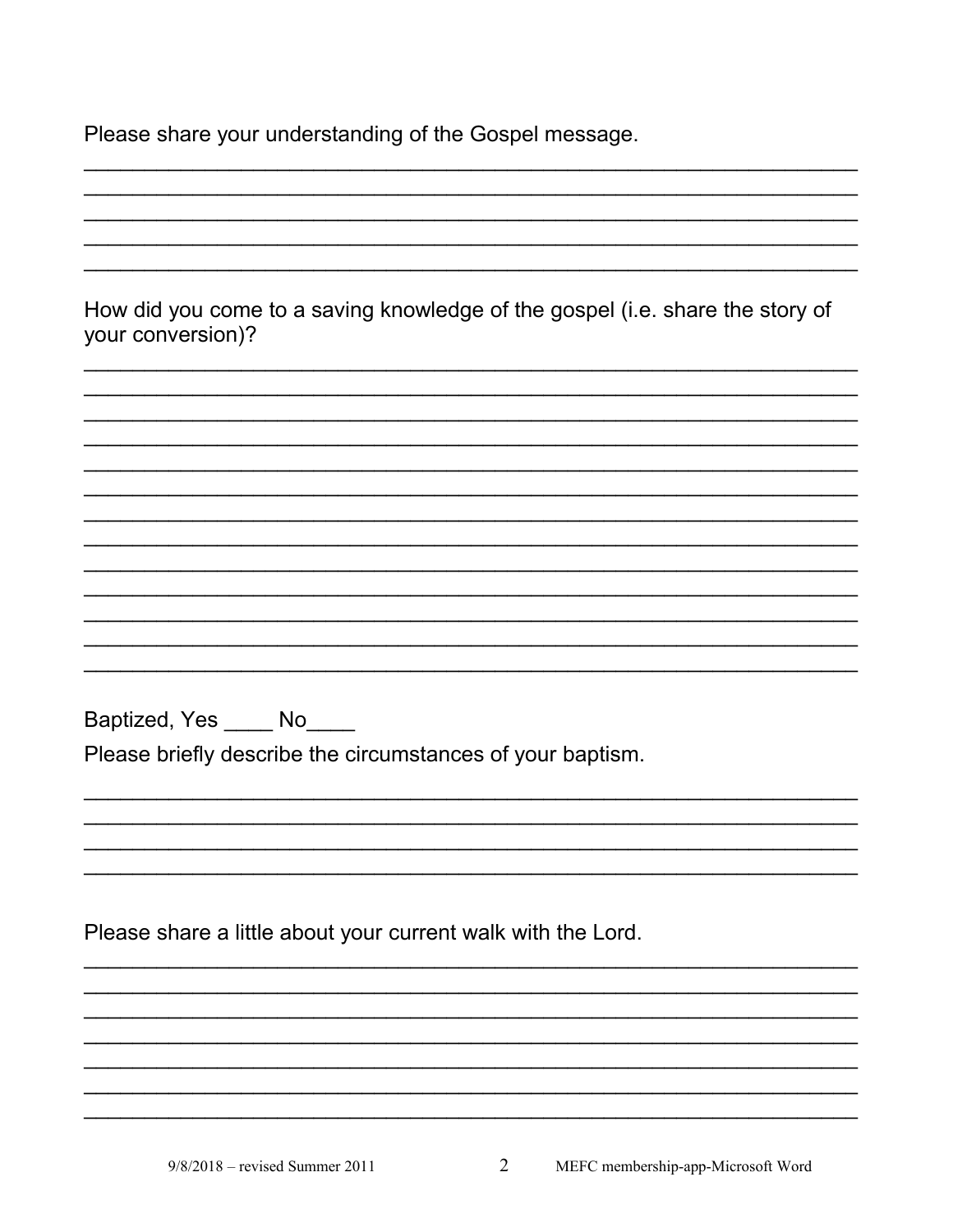Please share your understanding of the Gospel message.

_______________________________________________________________
_______________________________________________________________
_______________________________________________________________
_______________________________________________________________
_______________________________________________________________

How did you come to a saving knowledge of the gospel (i.e. share the story of your conversion)?

_______________________________________________________________
_______________________________________________________________
_______________________________________________________________
_______________________________________________________________
_______________________________________________________________
_______________________________________________________________
_______________________________________________________________
_______________________________________________________________
_______________________________________________________________
_______________________________________________________________
_______________________________________________________________
_______________________________________________________________
_______________________________________________________________

Baptized, Yes ____ No____

Please briefly describe the circumstances of your baptism.

_______________________________________________________________
_______________________________________________________________
_______________________________________________________________
_______________________________________________________________

Please share a little about your current walk with the Lord.

_______________________________________________________________
_______________________________________________________________
_______________________________________________________________
_______________________________________________________________
_______________________________________________________________
_______________________________________________________________
_______________________________________________________________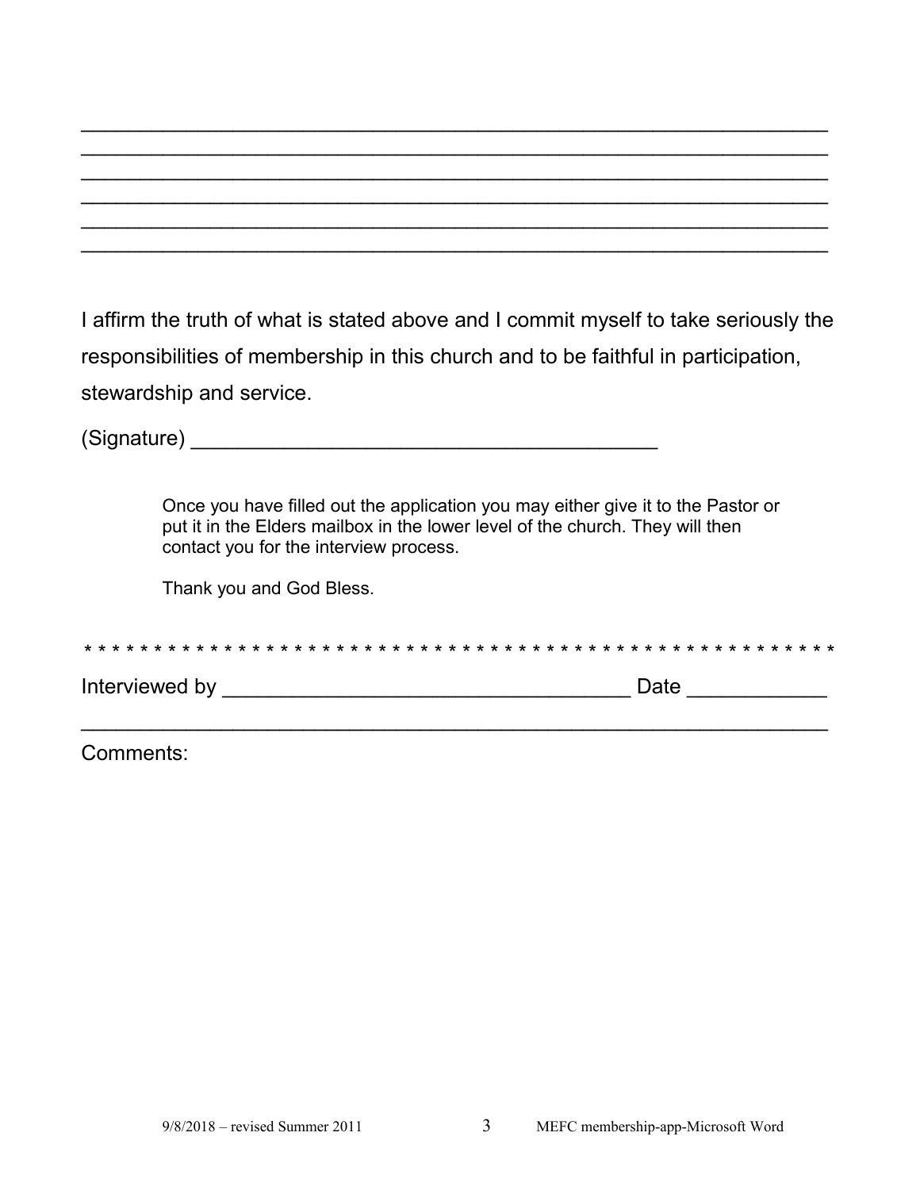\_\_\_\_\_\_\_\_\_\_\_\_\_\_\_\_\_\_\_\_\_\_\_\_\_\_\_\_\_\_\_\_\_\_\_\_\_\_\_\_\_\_\_\_\_\_\_\_\_\_\_\_\_\_\_\_\_\_\_\_\_\_
\_\_\_\_\_\_\_\_\_\_\_\_\_\_\_\_\_\_\_\_\_\_\_\_\_\_\_\_\_\_\_\_\_\_\_\_\_\_\_\_\_\_\_\_\_\_\_\_\_\_\_\_\_\_\_\_\_\_\_\_\_\_
\_\_\_\_\_\_\_\_\_\_\_\_\_\_\_\_\_\_\_\_\_\_\_\_\_\_\_\_\_\_\_\_\_\_\_\_\_\_\_\_\_\_\_\_\_\_\_\_\_\_\_\_\_\_\_\_\_\_\_\_\_\_
\_\_\_\_\_\_\_\_\_\_\_\_\_\_\_\_\_\_\_\_\_\_\_\_\_\_\_\_\_\_\_\_\_\_\_\_\_\_\_\_\_\_\_\_\_\_\_\_\_\_\_\_\_\_\_\_\_\_\_\_\_\_
\_\_\_\_\_\_\_\_\_\_\_\_\_\_\_\_\_\_\_\_\_\_\_\_\_\_\_\_\_\_\_\_\_\_\_\_\_\_\_\_\_\_\_\_\_\_\_\_\_\_\_\_\_\_\_\_\_\_\_\_\_\_
\_\_\_\_\_\_\_\_\_\_\_\_\_\_\_\_\_\_\_\_\_\_\_\_\_\_\_\_\_\_\_\_\_\_\_\_\_\_\_\_\_\_\_\_\_\_\_\_\_\_\_\_\_\_\_\_\_\_\_\_\_\_

I affirm the truth of what is stated above and I commit myself to take seriously the responsibilities of membership in this church and to be faithful in participation, stewardship and service.

(Signature) \_\_\_\_\_\_\_\_\_\_\_\_\_\_\_\_\_\_\_\_\_\_\_\_\_\_\_\_\_\_\_\_\_\_\_\_\_\_\_\_\_\_

Once you have filled out the application you may either give it to the Pastor or put it in the Elders mailbox in the lower level of the church. They will then contact you for the interview process.

Thank you and God Bless.

* * * * * * * * * * * * * * * * * * * * * * * * * * * * * * * * * * * * * * * * * * * * * * * * * * * * * *

Interviewed by \_\_\_\_\_\_\_\_\_\_\_\_\_\_\_\_\_\_\_\_\_\_\_\_\_\_\_\_\_\_\_\_\_\_\_\_ Date \_\_\_\_\_\_\_\_\_\_\_\_
\_\_\_\_\_\_\_\_\_\_\_\_\_\_\_\_\_\_\_\_\_\_\_\_\_\_\_\_\_\_\_\_\_\_\_\_\_\_\_\_\_\_\_\_\_\_\_\_\_\_\_\_\_\_\_\_\_\_\_\_\_\_

Comments: